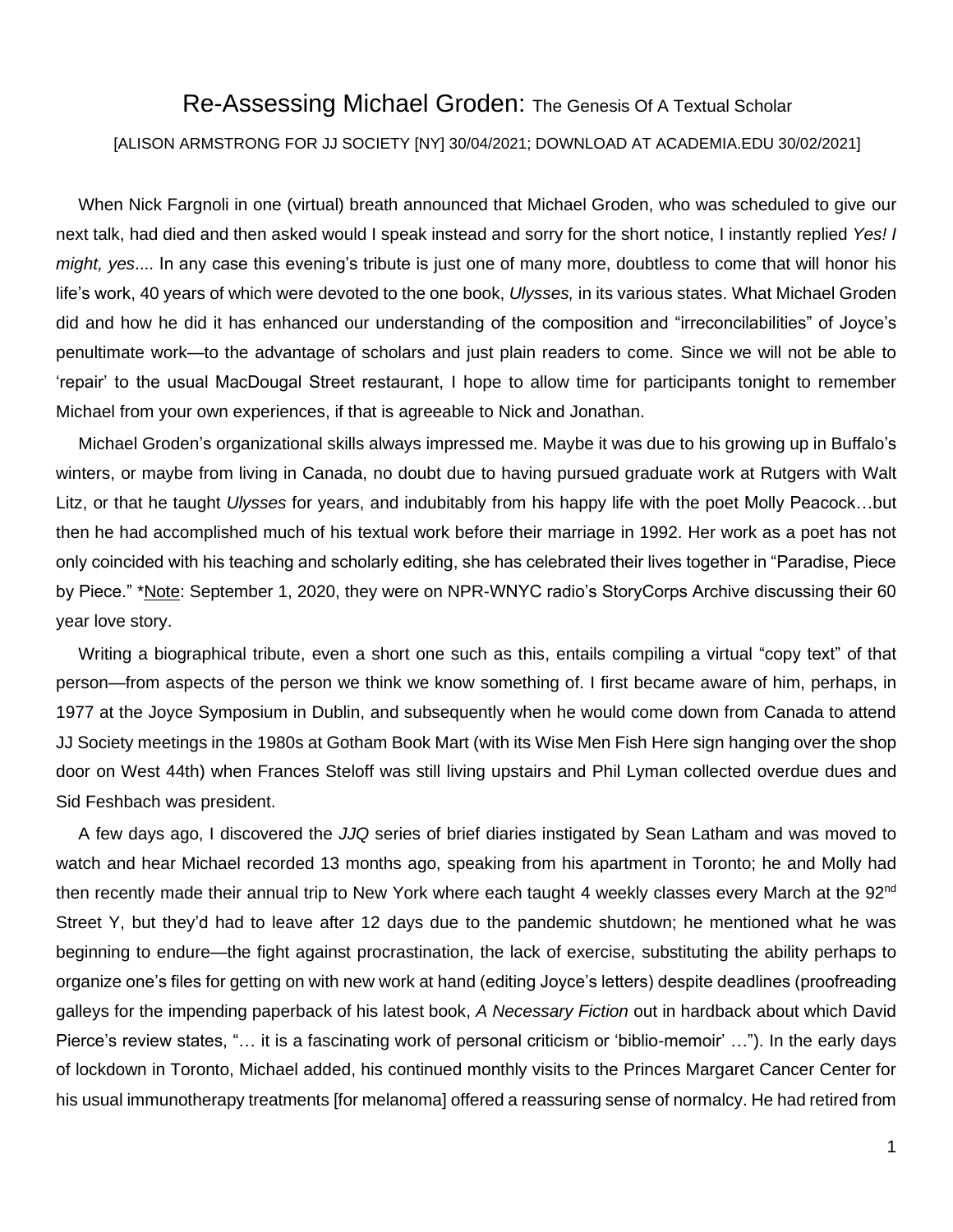# Re-Assessing Michael Groden: The Genesis Of A Textual Scholar

[ALISON ARMSTRONG FOR JJ SOCIETY [NY] 30/04/2021; DOWNLOAD AT ACADEMIA.EDU 30/02/2021]

When Nick Fargnoli in one (virtual) breath announced that Michael Groden, who was scheduled to give our next talk, had died and then asked would I speak instead and sorry for the short notice, I instantly replied *Yes! I might, yes*.... In any case this evening's tribute is just one of many more, doubtless to come that will honor his life's work, 40 years of which were devoted to the one book, *Ulysses,* in its various states. What Michael Groden did and how he did it has enhanced our understanding of the composition and "irreconcilabilities" of Joyce's penultimate work—to the advantage of scholars and just plain readers to come. Since we will not be able to 'repair' to the usual MacDougal Street restaurant, I hope to allow time for participants tonight to remember Michael from your own experiences, if that is agreeable to Nick and Jonathan.

Michael Groden's organizational skills always impressed me. Maybe it was due to his growing up in Buffalo's winters, or maybe from living in Canada, no doubt due to having pursued graduate work at Rutgers with Walt Litz, or that he taught *Ulysses* for years, and indubitably from his happy life with the poet Molly Peacock…but then he had accomplished much of his textual work before their marriage in 1992. Her work as a poet has not only coincided with his teaching and scholarly editing, she has celebrated their lives together in "Paradise, Piece by Piece." *<u>Note</u>: September 1, 2020, they were on NPR-WNYC radio's StoryCorps Archive discussing their 60 year love story.

Writing a biographical tribute, even a short one such as this, entails compiling a virtual "copy text" of that person—from aspects of the person we think we know something of. I first became aware of him, perhaps, in 1977 at the Joyce Symposium in Dublin, and subsequently when he would come down from Canada to attend JJ Society meetings in the 1980s at Gotham Book Mart (with its Wise Men Fish Here sign hanging over the shop door on West 44th) when Frances Steloff was still living upstairs and Phil Lyman collected overdue dues and Sid Feshbach was president.

A few days ago, I discovered the *JJQ* series of brief diaries instigated by Sean Latham and was moved to watch and hear Michael recorded 13 months ago, speaking from his apartment in Toronto; he and Molly had then recently made their annual trip to New York where each taught 4 weekly classes every March at the 92nd Street Y, but they'd had to leave after 12 days due to the pandemic shutdown; he mentioned what he was beginning to endure—the fight against procrastination, the lack of exercise, substituting the ability perhaps to organize one's files for getting on with new work at hand (editing Joyce's letters) despite deadlines (proofreading galleys for the impending paperback of his latest book, *A Necessary Fiction* out in hardback about which David Pierce's review states, "… it is a fascinating work of personal criticism or 'biblio-memoir' …"). In the early days of lockdown in Toronto, Michael added, his continued monthly visits to the Princes Margaret Cancer Center for his usual immunotherapy treatments [for melanoma] offered a reassuring sense of normalcy. He had retired from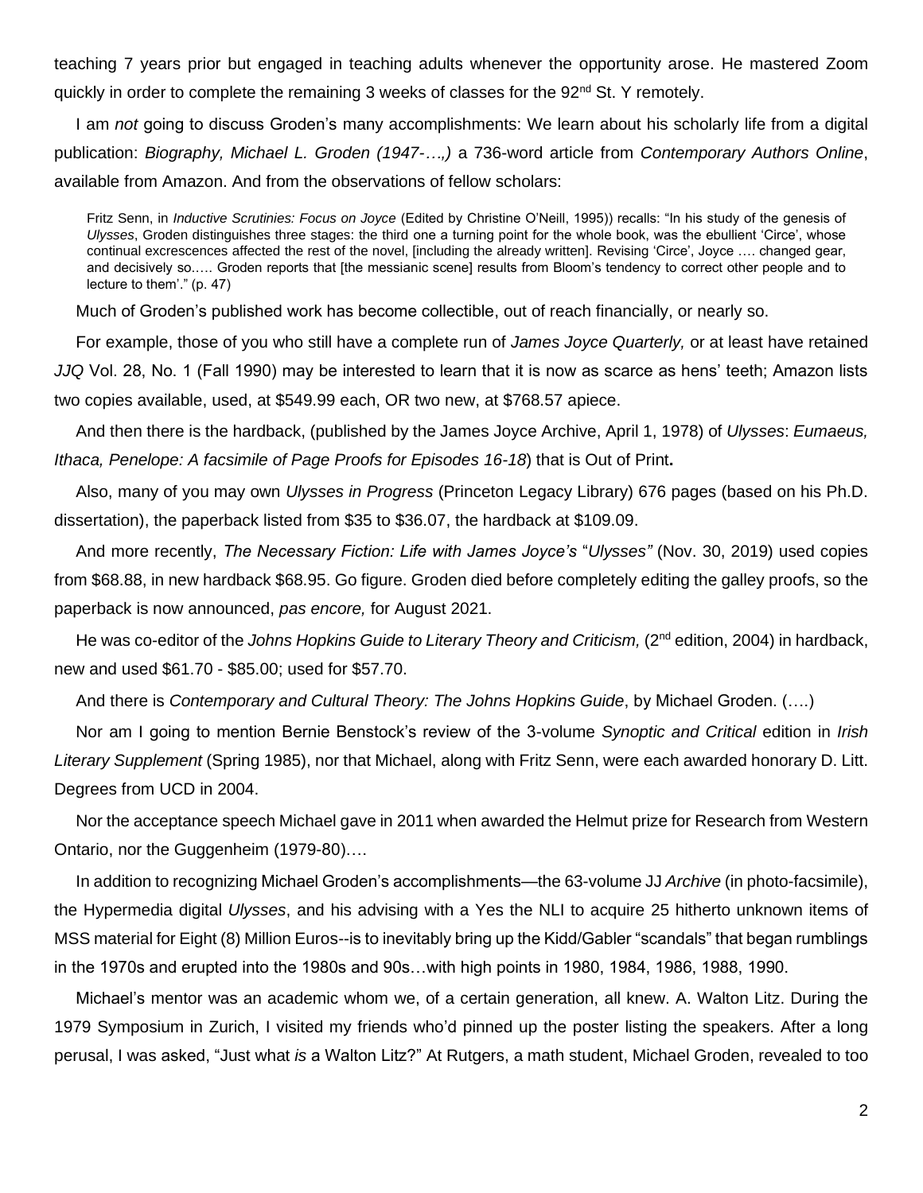teaching 7 years prior but engaged in teaching adults whenever the opportunity arose. He mastered Zoom quickly in order to complete the remaining 3 weeks of classes for the 92nd St. Y remotely.

I am *not* going to discuss Groden's many accomplishments: We learn about his scholarly life from a digital publication: *Biography, Michael L. Groden (1947-…,)* a 736-word article from *Contemporary Authors Online*, available from Amazon. And from the observations of fellow scholars:

> Fritz Senn, in *Inductive Scrutinies: Focus on Joyce* (Edited by Christine O'Neill, 1995)) recalls: "In his study of the genesis of *Ulysses*, Groden distinguishes three stages: the third one a turning point for the whole book, was the ebullient 'Circe', whose continual excrescences affected the rest of the novel, [including the already written]. Revising 'Circe', Joyce …. changed gear, and decisively so.…. Groden reports that [the messianic scene] results from Bloom's tendency to correct other people and to lecture to them'." (p. 47)

Much of Groden's published work has become collectible, out of reach financially, or nearly so.

For example, those of you who still have a complete run of *James Joyce Quarterly,* or at least have retained *JJQ* Vol. 28, No. 1 (Fall 1990) may be interested to learn that it is now as scarce as hens' teeth; Amazon lists two copies available, used, at $549.99 each, OR two new, at $768.57 apiece.

And then there is the hardback, (published by the James Joyce Archive, April 1, 1978) of *Ulysses*: *Eumaeus, Ithaca, Penelope: A facsimile of Page Proofs for Episodes 16-18*) that is Out of Print**.**

Also, many of you may own *Ulysses in Progress* (Princeton Legacy Library) 676 pages (based on his Ph.D. dissertation), the paperback listed from $35 to $36.07, the hardback at $109.09.

And more recently, *The Necessary Fiction: Life with James Joyce's* "*Ulysses"* (Nov. 30, 2019) used copies from $68.88, in new hardback $68.95. Go figure. Groden died before completely editing the galley proofs, so the paperback is now announced, *pas encore,* for August 2021.

He was co-editor of the *Johns Hopkins Guide to Literary Theory and Criticism,* (2nd edition, 2004) in hardback, new and used $61.70 - $85.00; used for $57.70.

And there is *Contemporary and Cultural Theory: The Johns Hopkins Guide*, by Michael Groden. (….)

Nor am I going to mention Bernie Benstock's review of the 3-volume *Synoptic and Critical* edition in *Irish Literary Supplement* (Spring 1985), nor that Michael, along with Fritz Senn, were each awarded honorary D. Litt. Degrees from UCD in 2004.

Nor the acceptance speech Michael gave in 2011 when awarded the Helmut prize for Research from Western Ontario, nor the Guggenheim (1979-80)….

In addition to recognizing Michael Groden's accomplishments—the 63-volume JJ *Archive* (in photo-facsimile), the Hypermedia digital *Ulysses*, and his advising with a Yes the NLI to acquire 25 hitherto unknown items of MSS material for Eight (8) Million Euros--is to inevitably bring up the Kidd/Gabler "scandals" that began rumblings in the 1970s and erupted into the 1980s and 90s…with high points in 1980, 1984, 1986, 1988, 1990.

Michael's mentor was an academic whom we, of a certain generation, all knew. A. Walton Litz. During the 1979 Symposium in Zurich, I visited my friends who'd pinned up the poster listing the speakers. After a long perusal, I was asked, "Just what *is* a Walton Litz?" At Rutgers, a math student, Michael Groden, revealed to too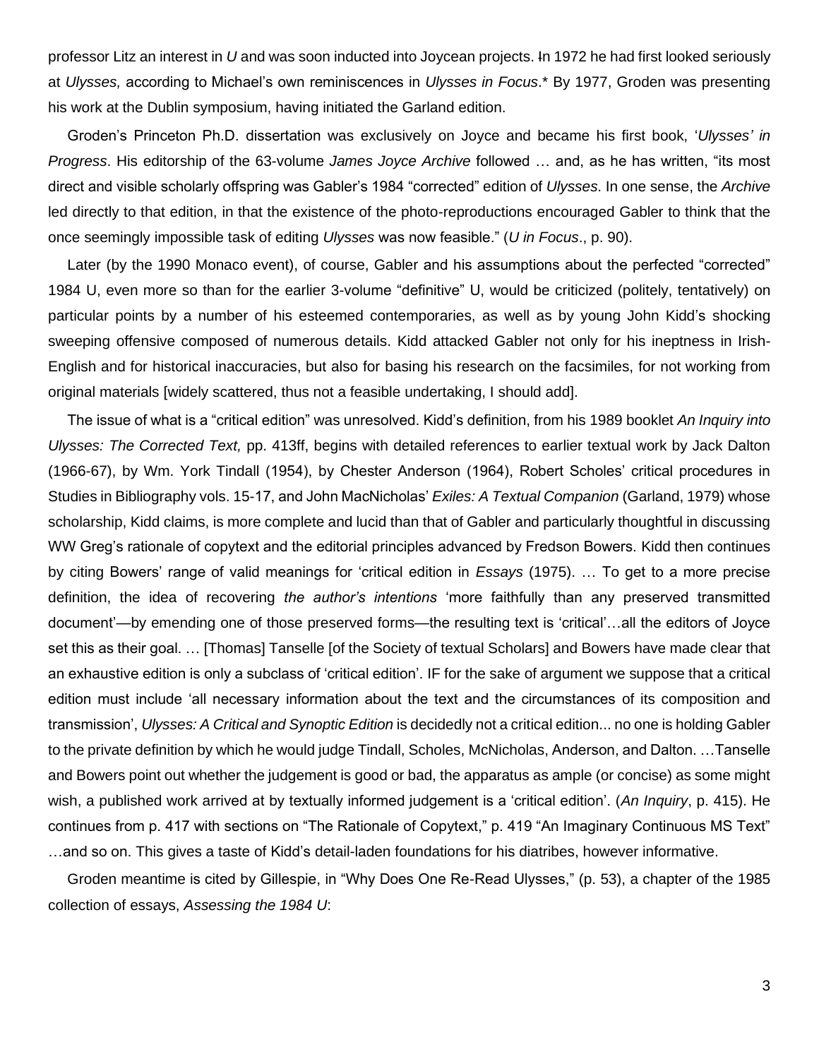professor Litz an interest in *U* and was soon inducted into Joycean projects. In 1972 he had first looked seriously at *Ulysses,* according to Michael's own reminiscences in *Ulysses in Focus*.* By 1977, Groden was presenting his work at the Dublin symposium, having initiated the Garland edition.

Groden's Princeton Ph.D. dissertation was exclusively on Joyce and became his first book, '*Ulysses' in Progress*. His editorship of the 63-volume *James Joyce Archive* followed … and, as he has written, "its most direct and visible scholarly offspring was Gabler's 1984 "corrected" edition of *Ulysses*. In one sense, the *Archive* led directly to that edition, in that the existence of the photo-reproductions encouraged Gabler to think that the once seemingly impossible task of editing *Ulysses* was now feasible." (*U in Focus*., p. 90).

Later (by the 1990 Monaco event), of course, Gabler and his assumptions about the perfected "corrected" 1984 U, even more so than for the earlier 3-volume "definitive" U, would be criticized (politely, tentatively) on particular points by a number of his esteemed contemporaries, as well as by young John Kidd's shocking sweeping offensive composed of numerous details. Kidd attacked Gabler not only for his ineptness in Irish-English and for historical inaccuracies, but also for basing his research on the facsimiles, for not working from original materials [widely scattered, thus not a feasible undertaking, I should add].

The issue of what is a "critical edition" was unresolved. Kidd's definition, from his 1989 booklet *An Inquiry into Ulysses: The Corrected Text,* pp. 413ff, begins with detailed references to earlier textual work by Jack Dalton (1966-67), by Wm. York Tindall (1954), by Chester Anderson (1964), Robert Scholes' critical procedures in Studies in Bibliography vols. 15-17, and John MacNicholas' *Exiles: A Textual Companion* (Garland, 1979) whose scholarship, Kidd claims, is more complete and lucid than that of Gabler and particularly thoughtful in discussing WW Greg's rationale of copytext and the editorial principles advanced by Fredson Bowers. Kidd then continues by citing Bowers' range of valid meanings for 'critical edition in *Essays* (1975). … To get to a more precise definition, the idea of recovering *the author's intentions* 'more faithfully than any preserved transmitted document'—by emending one of those preserved forms—the resulting text is 'critical'…all the editors of Joyce set this as their goal. … [Thomas] Tanselle [of the Society of textual Scholars] and Bowers have made clear that an exhaustive edition is only a subclass of 'critical edition'. IF for the sake of argument we suppose that a critical edition must include 'all necessary information about the text and the circumstances of its composition and transmission', *Ulysses: A Critical and Synoptic Edition* is decidedly not a critical edition... no one is holding Gabler to the private definition by which he would judge Tindall, Scholes, McNicholas, Anderson, and Dalton. …Tanselle and Bowers point out whether the judgement is good or bad, the apparatus as ample (or concise) as some might wish, a published work arrived at by textually informed judgement is a 'critical edition'. (*An Inquiry*, p. 415). He continues from p. 417 with sections on "The Rationale of Copytext," p. 419 "An Imaginary Continuous MS Text" …and so on. This gives a taste of Kidd's detail-laden foundations for his diatribes, however informative.

Groden meantime is cited by Gillespie, in "Why Does One Re-Read Ulysses," (p. 53), a chapter of the 1985 collection of essays, *Assessing the 1984 U*: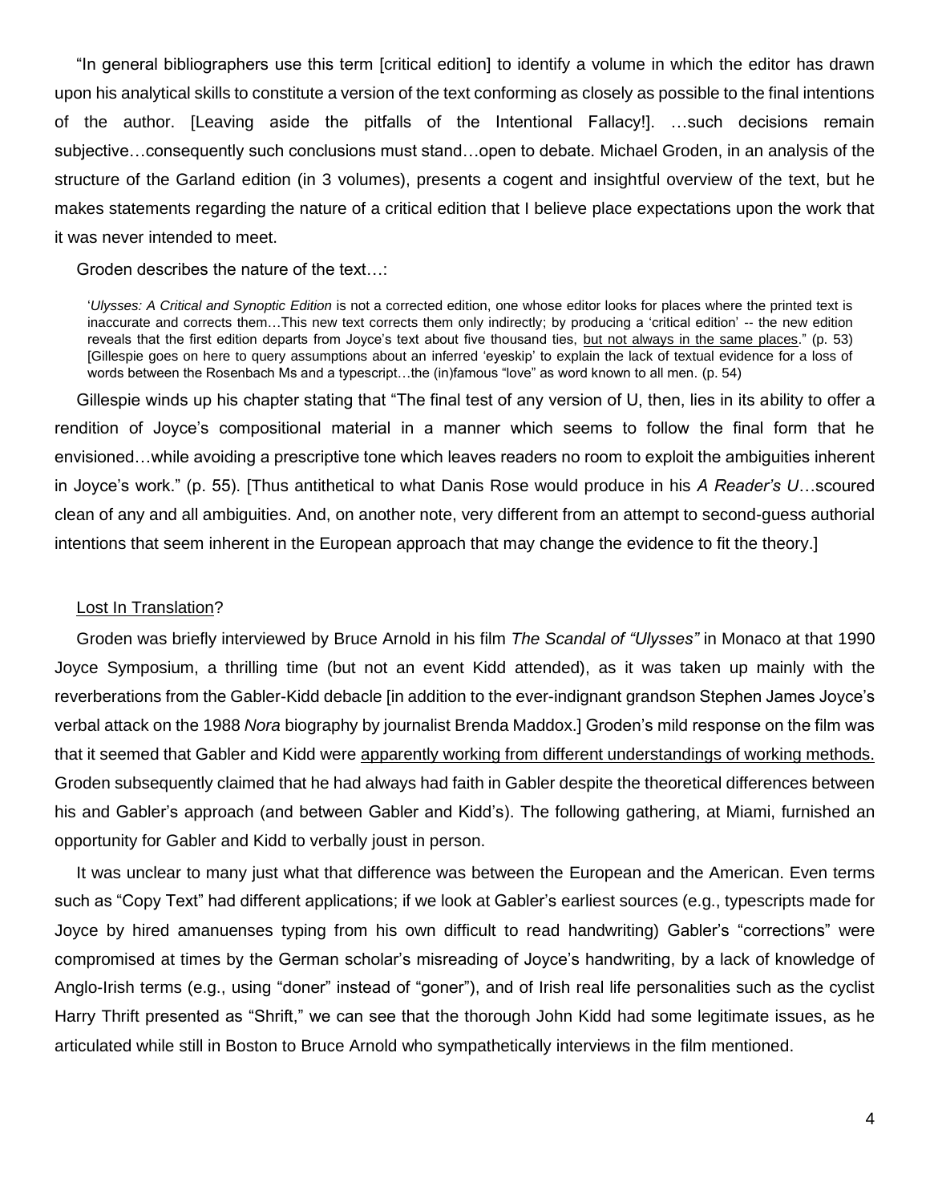"In general bibliographers use this term [critical edition] to identify a volume in which the editor has drawn upon his analytical skills to constitute a version of the text conforming as closely as possible to the final intentions of the author. [Leaving aside the pitfalls of the Intentional Fallacy!]. …such decisions remain subjective…consequently such conclusions must stand…open to debate. Michael Groden, in an analysis of the structure of the Garland edition (in 3 volumes), presents a cogent and insightful overview of the text, but he makes statements regarding the nature of a critical edition that I believe place expectations upon the work that it was never intended to meet.

Groden describes the nature of the text…:

> '*Ulysses: A Critical and Synoptic Edition* is not a corrected edition, one whose editor looks for places where the printed text is inaccurate and corrects them…This new text corrects them only indirectly; by producing a 'critical edition' -- the new edition reveals that the first edition departs from Joyce's text about five thousand ties, <u>but not always in the same places</u>." (p. 53) [Gillespie goes on here to query assumptions about an inferred 'eyeskip' to explain the lack of textual evidence for a loss of words between the Rosenbach Ms and a typescript…the (in)famous "love" as word known to all men. (p. 54)

Gillespie winds up his chapter stating that "The final test of any version of U, then, lies in its ability to offer a rendition of Joyce's compositional material in a manner which seems to follow the final form that he envisioned…while avoiding a prescriptive tone which leaves readers no room to exploit the ambiguities inherent in Joyce's work." (p. 55). [Thus antithetical to what Danis Rose would produce in his *A Reader's U*…scoured clean of any and all ambiguities. And, on another note, very different from an attempt to second-guess authorial intentions that seem inherent in the European approach that may change the evidence to fit the theory.]

<u>Lost In Translation</u>?

Groden was briefly interviewed by Bruce Arnold in his film *The Scandal of "Ulysses"* in Monaco at that 1990 Joyce Symposium, a thrilling time (but not an event Kidd attended), as it was taken up mainly with the reverberations from the Gabler-Kidd debacle [in addition to the ever-indignant grandson Stephen James Joyce's verbal attack on the 1988 *Nora* biography by journalist Brenda Maddox.] Groden's mild response on the film was that it seemed that Gabler and Kidd were <u>apparently working from different understandings of working methods.</u> Groden subsequently claimed that he had always had faith in Gabler despite the theoretical differences between his and Gabler's approach (and between Gabler and Kidd's). The following gathering, at Miami, furnished an opportunity for Gabler and Kidd to verbally joust in person.

It was unclear to many just what that difference was between the European and the American. Even terms such as "Copy Text" had different applications; if we look at Gabler's earliest sources (e.g., typescripts made for Joyce by hired amanuenses typing from his own difficult to read handwriting) Gabler's "corrections" were compromised at times by the German scholar's misreading of Joyce's handwriting, by a lack of knowledge of Anglo-Irish terms (e.g., using "doner" instead of "goner"), and of Irish real life personalities such as the cyclist Harry Thrift presented as "Shrift," we can see that the thorough John Kidd had some legitimate issues, as he articulated while still in Boston to Bruce Arnold who sympathetically interviews in the film mentioned.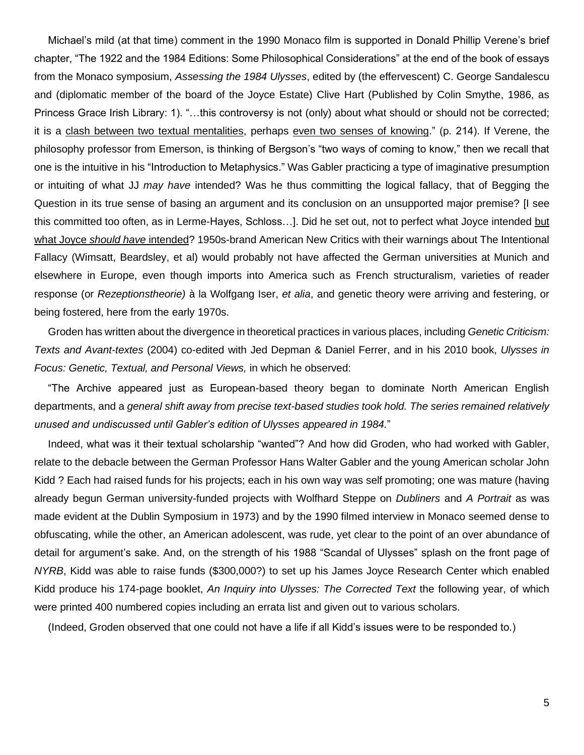Michael's mild (at that time) comment in the 1990 Monaco film is supported in Donald Phillip Verene's brief chapter, "The 1922 and the 1984 Editions: Some Philosophical Considerations" at the end of the book of essays from the Monaco symposium, *Assessing the 1984 Ulysses*, edited by (the effervescent) C. George Sandalescu and (diplomatic member of the board of the Joyce Estate) Clive Hart (Published by Colin Smythe, 1986, as Princess Grace Irish Library: 1). "…this controversy is not (only) about what should or should not be corrected; it is a <u>clash between two textual mentalities</u>, perhaps <u>even two senses of knowing</u>." (p. 214). If Verene, the philosophy professor from Emerson, is thinking of Bergson's "two ways of coming to know," then we recall that one is the intuitive in his "Introduction to Metaphysics." Was Gabler practicing a type of imaginative presumption or intuiting of what JJ *may have* intended? Was he thus committing the logical fallacy, that of Begging the Question in its true sense of basing an argument and its conclusion on an unsupported major premise? [I see this committed too often, as in Lerme-Hayes, Schloss…]. Did he set out, not to perfect what Joyce intended <u>but what Joyce *should have* intended</u>? 1950s-brand American New Critics with their warnings about The Intentional Fallacy (Wimsatt, Beardsley, et al) would probably not have affected the German universities at Munich and elsewhere in Europe, even though imports into America such as French structuralism, varieties of reader response (or *Rezeptionstheorie)* à la Wolfgang Iser, *et alia*, and genetic theory were arriving and festering, or being fostered, here from the early 1970s.

Groden has written about the divergence in theoretical practices in various places, including *Genetic Criticism: Texts and Avant-textes* (2004) co-edited with Jed Depman & Daniel Ferrer, and in his 2010 book, *Ulysses in Focus: Genetic, Textual, and Personal Views,* in which he observed:

"The Archive appeared just as European-based theory began to dominate North American English departments, and a *general shift away from precise text-based studies took hold. The series remained relatively unused and undiscussed until Gabler's edition of Ulysses appeared in 1984.*"

Indeed, what was it their textual scholarship "wanted"? And how did Groden, who had worked with Gabler, relate to the debacle between the German Professor Hans Walter Gabler and the young American scholar John Kidd ? Each had raised funds for his projects; each in his own way was self promoting; one was mature (having already begun German university-funded projects with Wolfhard Steppe on *Dubliners* and *A Portrait* as was made evident at the Dublin Symposium in 1973) and by the 1990 filmed interview in Monaco seemed dense to obfuscating, while the other, an American adolescent, was rude, yet clear to the point of an over abundance of detail for argument's sake. And, on the strength of his 1988 "Scandal of Ulysses" splash on the front page of *NYRB*, Kidd was able to raise funds ($300,000?) to set up his James Joyce Research Center which enabled Kidd produce his 174-page booklet, *An Inquiry into Ulysses: The Corrected Text* the following year, of which were printed 400 numbered copies including an errata list and given out to various scholars.

(Indeed, Groden observed that one could not have a life if all Kidd's issues were to be responded to.)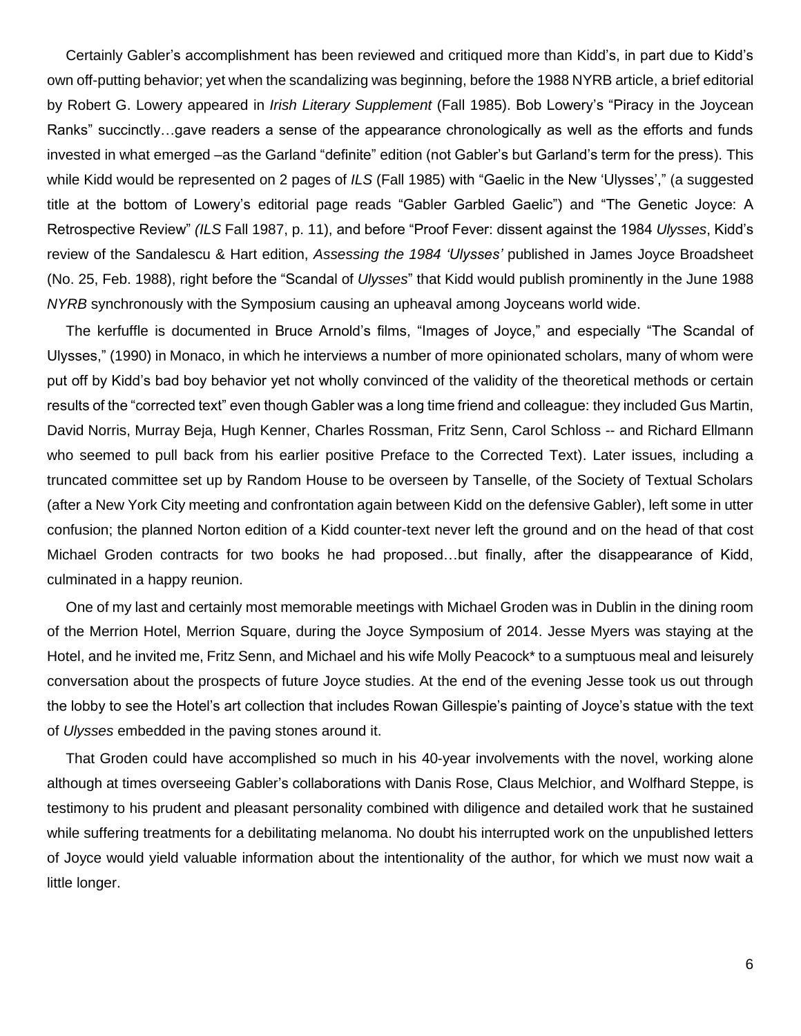Certainly Gabler's accomplishment has been reviewed and critiqued more than Kidd's, in part due to Kidd's own off-putting behavior; yet when the scandalizing was beginning, before the 1988 NYRB article, a brief editorial by Robert G. Lowery appeared in *Irish Literary Supplement* (Fall 1985). Bob Lowery's "Piracy in the Joycean Ranks" succinctly…gave readers a sense of the appearance chronologically as well as the efforts and funds invested in what emerged –as the Garland "definite" edition (not Gabler's but Garland's term for the press). This while Kidd would be represented on 2 pages of *ILS* (Fall 1985) with "Gaelic in the New 'Ulysses'," (a suggested title at the bottom of Lowery's editorial page reads "Gabler Garbled Gaelic") and "The Genetic Joyce: A Retrospective Review" *(ILS* Fall 1987, p. 11), and before "Proof Fever: dissent against the 1984 *Ulysses*, Kidd's review of the Sandalescu & Hart edition, *Assessing the 1984 'Ulysses'* published in James Joyce Broadsheet (No. 25, Feb. 1988), right before the "Scandal of *Ulysses*" that Kidd would publish prominently in the June 1988 *NYRB* synchronously with the Symposium causing an upheaval among Joyceans world wide.

The kerfuffle is documented in Bruce Arnold's films, "Images of Joyce," and especially "The Scandal of Ulysses," (1990) in Monaco, in which he interviews a number of more opinionated scholars, many of whom were put off by Kidd's bad boy behavior yet not wholly convinced of the validity of the theoretical methods or certain results of the "corrected text" even though Gabler was a long time friend and colleague: they included Gus Martin, David Norris, Murray Beja, Hugh Kenner, Charles Rossman, Fritz Senn, Carol Schloss -- and Richard Ellmann who seemed to pull back from his earlier positive Preface to the Corrected Text). Later issues, including a truncated committee set up by Random House to be overseen by Tanselle, of the Society of Textual Scholars (after a New York City meeting and confrontation again between Kidd on the defensive Gabler), left some in utter confusion; the planned Norton edition of a Kidd counter-text never left the ground and on the head of that cost Michael Groden contracts for two books he had proposed…but finally, after the disappearance of Kidd, culminated in a happy reunion.

One of my last and certainly most memorable meetings with Michael Groden was in Dublin in the dining room of the Merrion Hotel, Merrion Square, during the Joyce Symposium of 2014. Jesse Myers was staying at the Hotel, and he invited me, Fritz Senn, and Michael and his wife Molly Peacock* to a sumptuous meal and leisurely conversation about the prospects of future Joyce studies. At the end of the evening Jesse took us out through the lobby to see the Hotel's art collection that includes Rowan Gillespie's painting of Joyce's statue with the text of *Ulysses* embedded in the paving stones around it.

That Groden could have accomplished so much in his 40-year involvements with the novel, working alone although at times overseeing Gabler's collaborations with Danis Rose, Claus Melchior, and Wolfhard Steppe, is testimony to his prudent and pleasant personality combined with diligence and detailed work that he sustained while suffering treatments for a debilitating melanoma. No doubt his interrupted work on the unpublished letters of Joyce would yield valuable information about the intentionality of the author, for which we must now wait a little longer.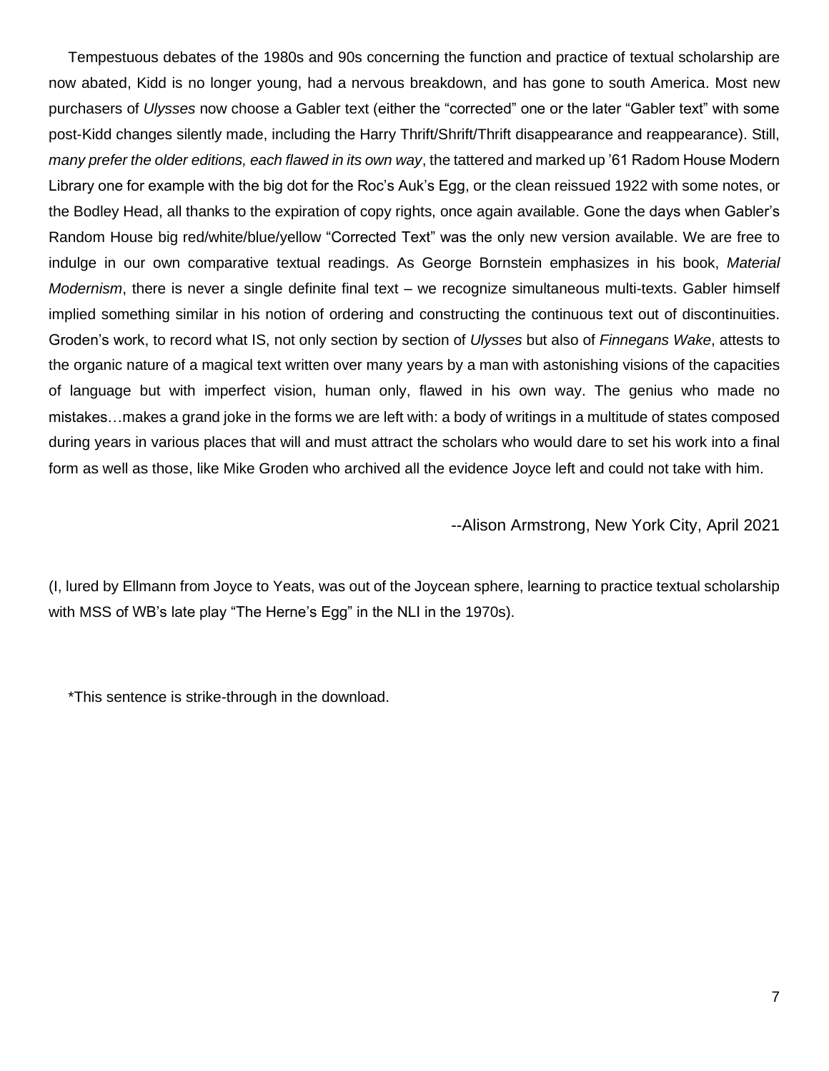Tempestuous debates of the 1980s and 90s concerning the function and practice of textual scholarship are now abated, Kidd is no longer young, had a nervous breakdown, and has gone to south America. Most new purchasers of *Ulysses* now choose a Gabler text (either the "corrected" one or the later "Gabler text" with some post-Kidd changes silently made, including the Harry Thrift/Shrift/Thrift disappearance and reappearance). Still, *many prefer the older editions, each flawed in its own way*, the tattered and marked up '61 Radom House Modern Library one for example with the big dot for the Roc's Auk's Egg, or the clean reissued 1922 with some notes, or the Bodley Head, all thanks to the expiration of copy rights, once again available. Gone the days when Gabler's Random House big red/white/blue/yellow "Corrected Text" was the only new version available. We are free to indulge in our own comparative textual readings. As George Bornstein emphasizes in his book, *Material Modernism*, there is never a single definite final text – we recognize simultaneous multi-texts. Gabler himself implied something similar in his notion of ordering and constructing the continuous text out of discontinuities. Groden's work, to record what IS, not only section by section of *Ulysses* but also of *Finnegans Wake*, attests to the organic nature of a magical text written over many years by a man with astonishing visions of the capacities of language but with imperfect vision, human only, flawed in his own way. The genius who made no mistakes…makes a grand joke in the forms we are left with: a body of writings in a multitude of states composed during years in various places that will and must attract the scholars who would dare to set his work into a final form as well as those, like Mike Groden who archived all the evidence Joyce left and could not take with him.

--Alison Armstrong, New York City, April 2021

(I, lured by Ellmann from Joyce to Yeats, was out of the Joycean sphere, learning to practice textual scholarship with MSS of WB's late play "The Herne's Egg" in the NLI in the 1970s).

*This sentence is strike-through in the download.